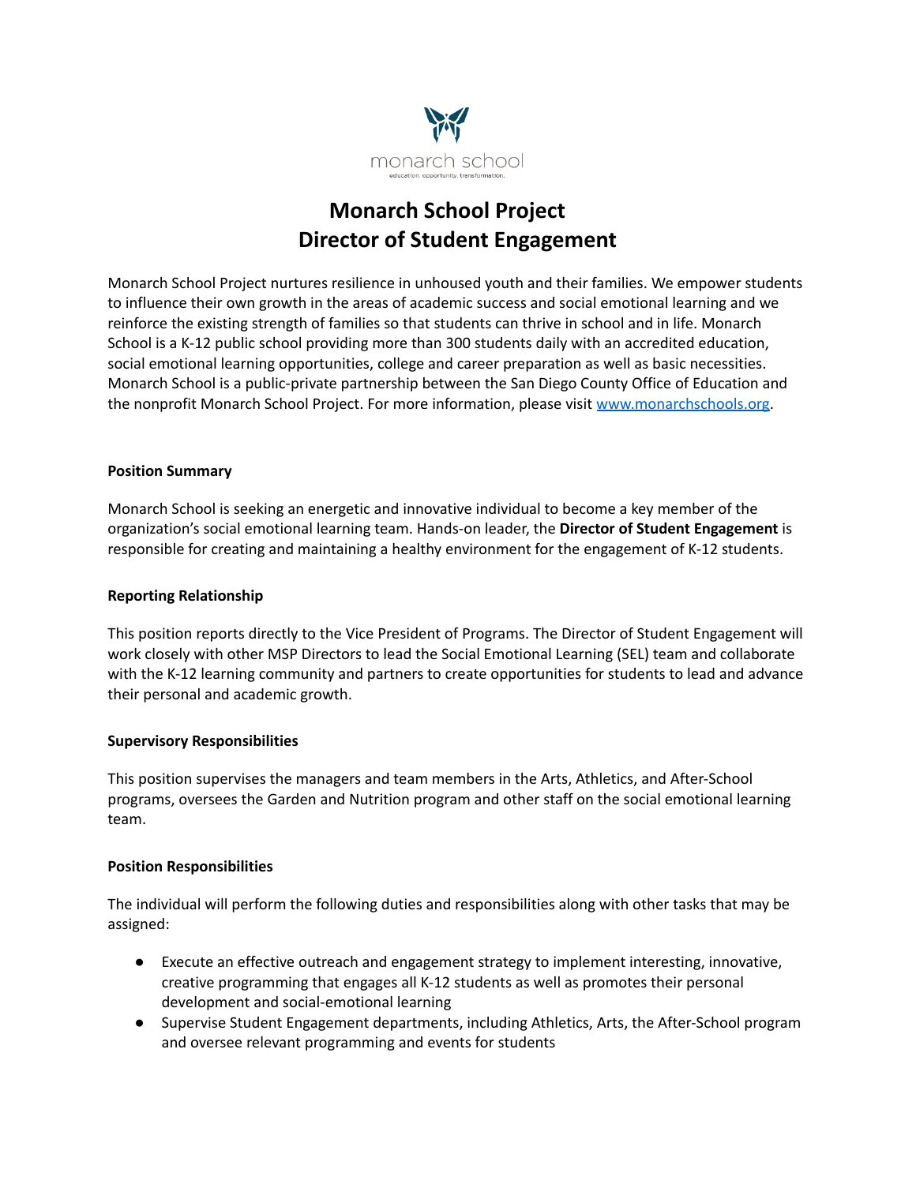monarch school

education. opportunity. transformation.

# Monarch School Project
# Director of Student Engagement

Monarch School Project nurtures resilience in unhoused youth and their families. We empower students to influence their own growth in the areas of academic success and social emotional learning and we reinforce the existing strength of families so that students can thrive in school and in life. Monarch School is a K-12 public school providing more than 300 students daily with an accredited education, social emotional learning opportunities, college and career preparation as well as basic necessities. Monarch School is a public-private partnership between the San Diego County Office of Education and the nonprofit Monarch School Project. For more information, please visit [www.monarchschools.org](http://www.monarchschools.org).

**Position Summary**

Monarch School is seeking an energetic and innovative individual to become a key member of the organization's social emotional learning team. Hands-on leader, the **Director of Student Engagement** is responsible for creating and maintaining a healthy environment for the engagement of K-12 students.

**Reporting Relationship**

This position reports directly to the Vice President of Programs. The Director of Student Engagement will work closely with other MSP Directors to lead the Social Emotional Learning (SEL) team and collaborate with the K-12 learning community and partners to create opportunities for students to lead and advance their personal and academic growth.

**Supervisory Responsibilities**

This position supervises the managers and team members in the Arts, Athletics, and After-School programs, oversees the Garden and Nutrition program and other staff on the social emotional learning team.

**Position Responsibilities**

The individual will perform the following duties and responsibilities along with other tasks that may be assigned:

- Execute an effective outreach and engagement strategy to implement interesting, innovative, creative programming that engages all K-12 students as well as promotes their personal development and social-emotional learning
- Supervise Student Engagement departments, including Athletics, Arts, the After-School program and oversee relevant programming and events for students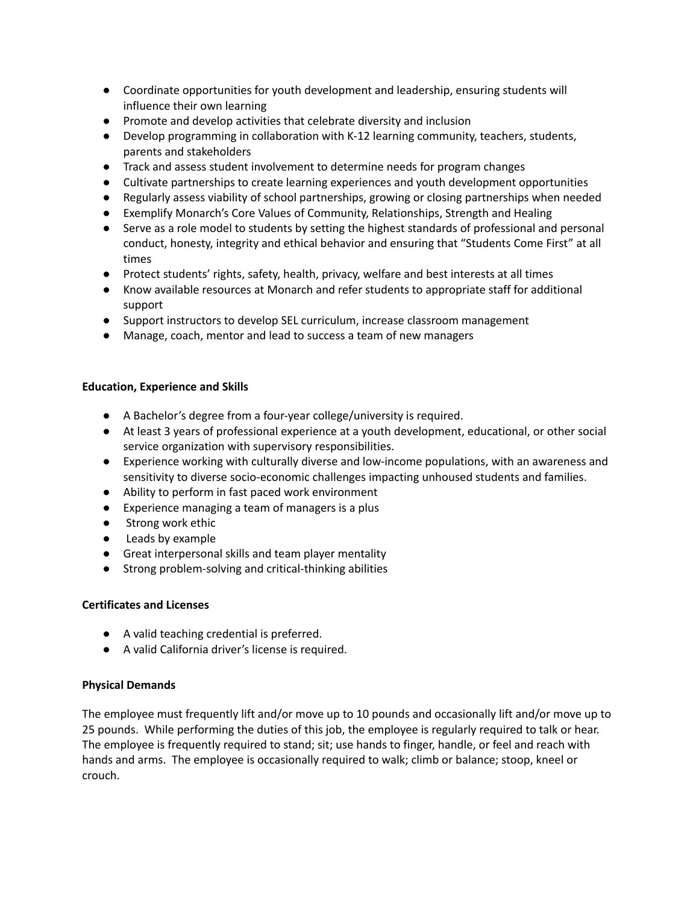- Coordinate opportunities for youth development and leadership, ensuring students will influence their own learning
- Promote and develop activities that celebrate diversity and inclusion
- Develop programming in collaboration with K-12 learning community, teachers, students, parents and stakeholders
- Track and assess student involvement to determine needs for program changes
- Cultivate partnerships to create learning experiences and youth development opportunities
- Regularly assess viability of school partnerships, growing or closing partnerships when needed
- Exemplify Monarch's Core Values of Community, Relationships, Strength and Healing
- Serve as a role model to students by setting the highest standards of professional and personal conduct, honesty, integrity and ethical behavior and ensuring that "Students Come First" at all times
- Protect students' rights, safety, health, privacy, welfare and best interests at all times
- Know available resources at Monarch and refer students to appropriate staff for additional support
- Support instructors to develop SEL curriculum, increase classroom management
- Manage, coach, mentor and lead to success a team of new managers

**Education, Experience and Skills**

- A Bachelor's degree from a four-year college/university is required.
- At least 3 years of professional experience at a youth development, educational, or other social service organization with supervisory responsibilities.
- Experience working with culturally diverse and low-income populations, with an awareness and sensitivity to diverse socio-economic challenges impacting unhoused students and families.
- Ability to perform in fast paced work environment
- Experience managing a team of managers is a plus
- Strong work ethic
- Leads by example
- Great interpersonal skills and team player mentality
- Strong problem-solving and critical-thinking abilities

**Certificates and Licenses**

- A valid teaching credential is preferred.
- A valid California driver's license is required.

**Physical Demands**

The employee must frequently lift and/or move up to 10 pounds and occasionally lift and/or move up to 25 pounds. While performing the duties of this job, the employee is regularly required to talk or hear. The employee is frequently required to stand; sit; use hands to finger, handle, or feel and reach with hands and arms. The employee is occasionally required to walk; climb or balance; stoop, kneel or crouch.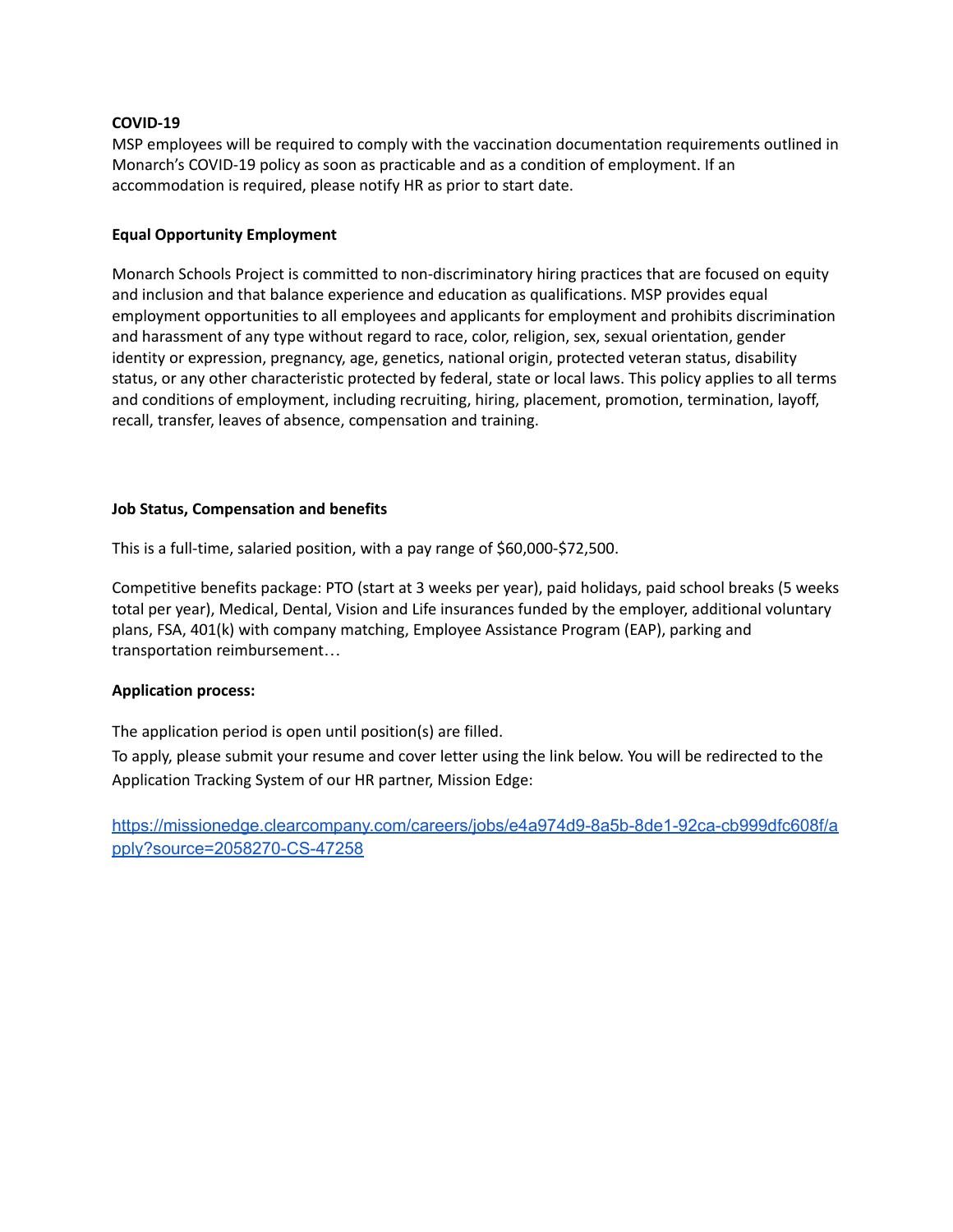**COVID-19**

MSP employees will be required to comply with the vaccination documentation requirements outlined in Monarch's COVID-19 policy as soon as practicable and as a condition of employment. If an accommodation is required, please notify HR as prior to start date.

**Equal Opportunity Employment**

Monarch Schools Project is committed to non-discriminatory hiring practices that are focused on equity and inclusion and that balance experience and education as qualifications. MSP provides equal employment opportunities to all employees and applicants for employment and prohibits discrimination and harassment of any type without regard to race, color, religion, sex, sexual orientation, gender identity or expression, pregnancy, age, genetics, national origin, protected veteran status, disability status, or any other characteristic protected by federal, state or local laws. This policy applies to all terms and conditions of employment, including recruiting, hiring, placement, promotion, termination, layoff, recall, transfer, leaves of absence, compensation and training.

**Job Status, Compensation and benefits**

This is a full-time, salaried position, with a pay range of $60,000-$72,500.

Competitive benefits package: PTO (start at 3 weeks per year), paid holidays, paid school breaks (5 weeks total per year), Medical, Dental, Vision and Life insurances funded by the employer, additional voluntary plans, FSA, 401(k) with company matching, Employee Assistance Program (EAP), parking and transportation reimbursement…

**Application process:**

The application period is open until position(s) are filled.

To apply, please submit your resume and cover letter using the link below. You will be redirected to the Application Tracking System of our HR partner, Mission Edge:

https://missionedge.clearcompany.com/careers/jobs/e4a974d9-8a5b-8de1-92ca-cb999dfc608f/apply?source=2058270-CS-47258